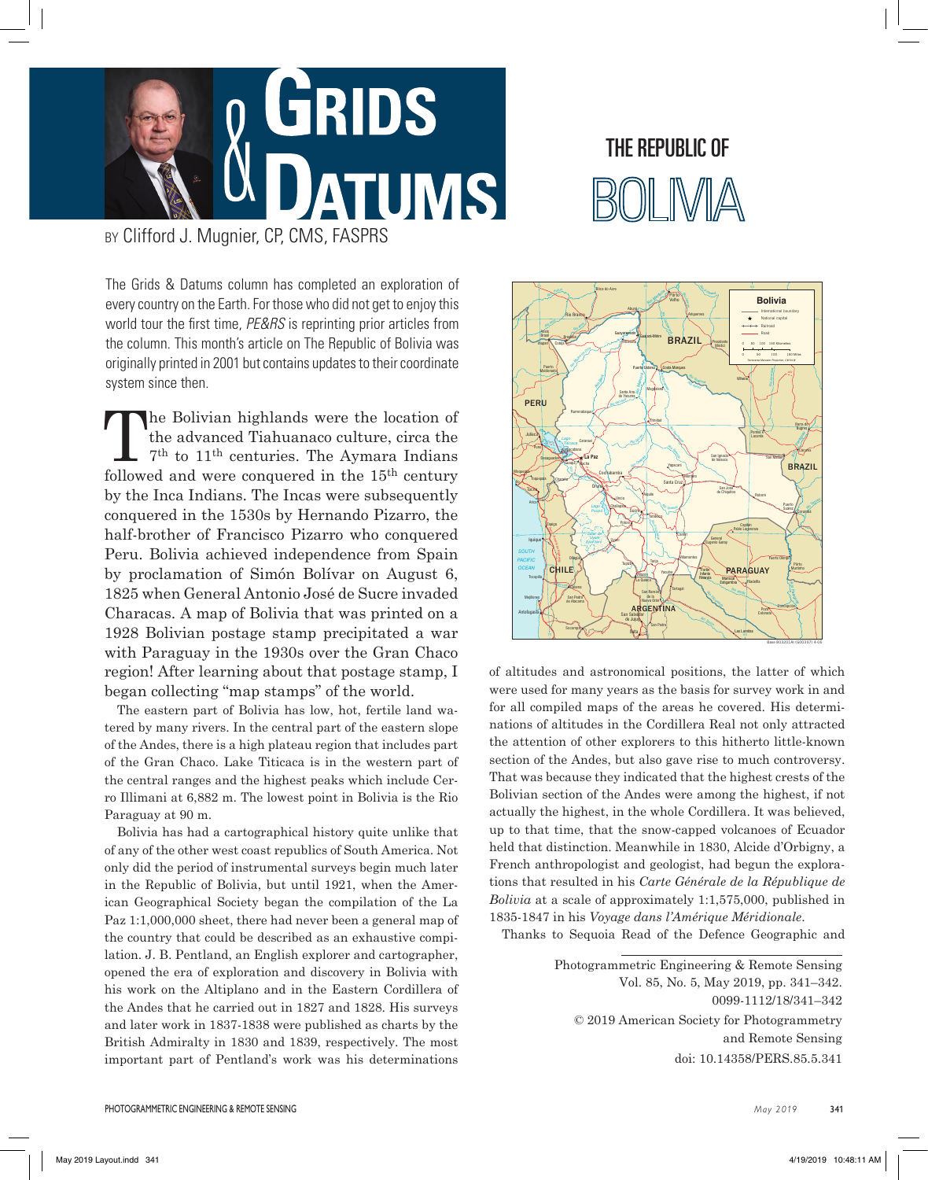# Grids & Datums

By Clifford J. Mugnier, CP, CMS, FASPRS

## THE REPUBLIC OF BOLIVIA

The Grids & Datums column has completed an exploration of every country on the Earth. For those who did not get to enjoy this world tour the first time, *PE&RS* is reprinting prior articles from the column. This month's article on The Republic of Bolivia was originally printed in 2001 but contains updates to their coordinate system since then.

The Bolivian highlands were the location of the advanced Tiahuanaco culture, circa the 7th to 11th centuries. The Aymara Indians followed and were conquered in the 15th century by the Inca Indians. The Incas were subsequently conquered in the 1530s by Hernando Pizarro, the half-brother of Francisco Pizarro who conquered Peru. Bolivia achieved independence from Spain by proclamation of Simón Bolívar on August 6, 1825 when General Antonio José de Sucre invaded Characas. A map of Bolivia that was printed on a 1928 Bolivian postage stamp precipitated a war with Paraguay in the 1930s over the Gran Chaco region! After learning about that postage stamp, I began collecting "map stamps" of the world.

The eastern part of Bolivia has low, hot, fertile land watered by many rivers. In the central part of the eastern slope of the Andes, there is a high plateau region that includes part of the Gran Chaco. Lake Titicaca is in the western part of the central ranges and the highest peaks which include Cerro Illimani at 6,882 m. The lowest point in Bolivia is the Rio Paraguay at 90 m.

Bolivia has had a cartographical history quite unlike that of any of the other west coast republics of South America. Not only did the period of instrumental surveys begin much later in the Republic of Bolivia, but until 1921, when the American Geographical Society began the compilation of the La Paz 1:1,000,000 sheet, there had never been a general map of the country that could be described as an exhaustive compilation. J. B. Pentland, an English explorer and cartographer, opened the era of exploration and discovery in Bolivia with his work on the Altiplano and in the Eastern Cordillera of the Andes that he carried out in 1827 and 1828. His surveys and later work in 1837-1838 were published as charts by the British Admiralty in 1830 and 1839, respectively. The most important part of Pentland's work was his determinations of altitudes and astronomical positions, the latter of which were used for many years as the basis for survey work in and for all compiled maps of the areas he covered. His determinations of altitudes in the Cordillera Real not only attracted the attention of other explorers to this hitherto little-known section of the Andes, but also gave rise to much controversy. That was because they indicated that the highest crests of the Bolivian section of the Andes were among the highest, if not actually the highest, in the whole Cordillera. It was believed, up to that time, that the snow-capped volcanoes of Ecuador held that distinction. Meanwhile in 1830, Alcide d'Orbigny, a French anthropologist and geologist, had begun the explorations that resulted in his *Carte Générale de la République de Bolivia* at a scale of approximately 1:1,575,000, published in 1835-1847 in his *Voyage dans l'Amérique Méridionale*.

Thanks to Sequoia Read of the Defence Geographic and

Photogrammetric Engineering & Remote Sensing
Vol. 85, No. 5, May 2019, pp. 341–342.
0099-1112/18/341–342
© 2019 American Society for Photogrammetry and Remote Sensing
doi: 10.14358/PERS.85.5.341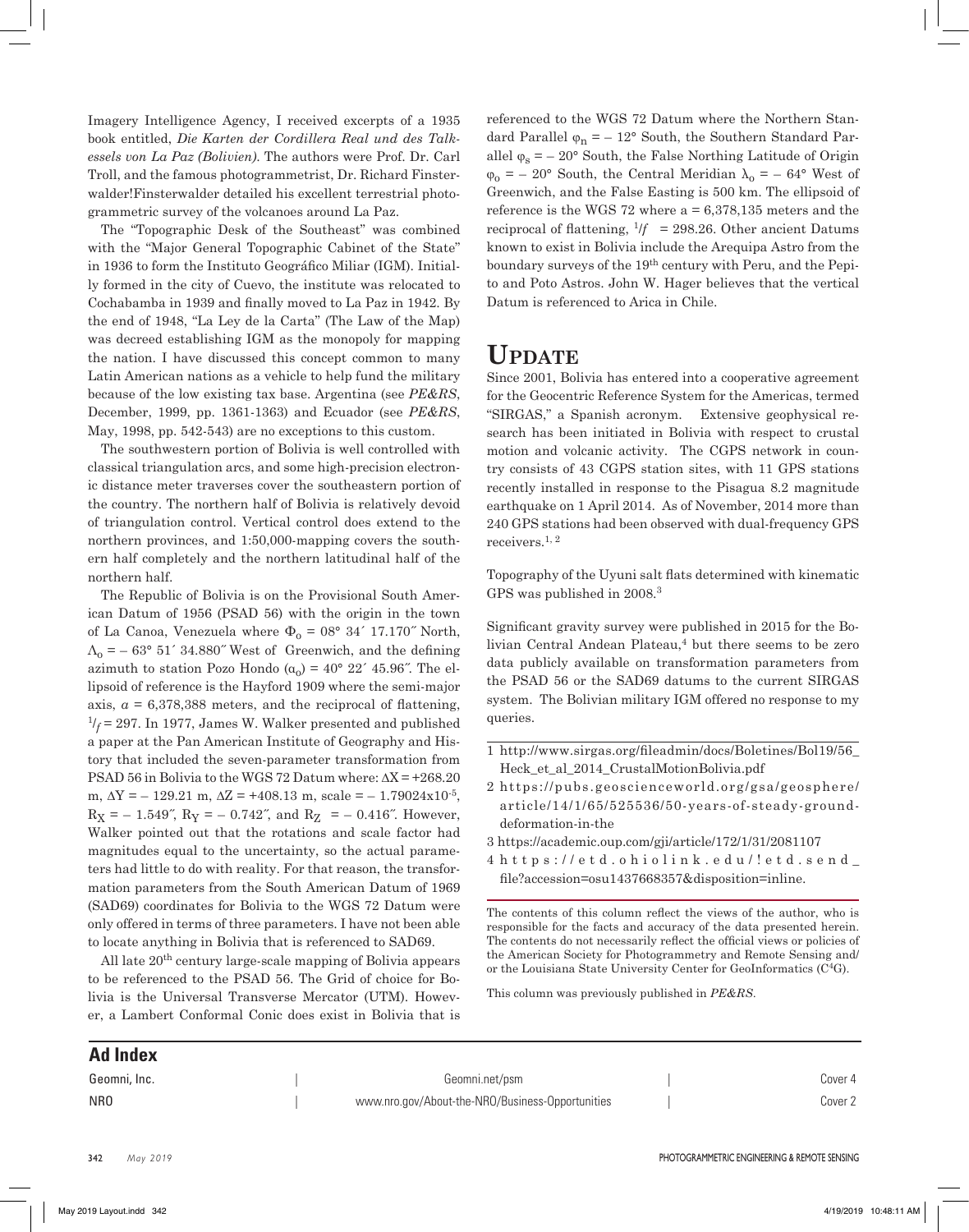Imagery Intelligence Agency, I received excerpts of a 1935 book entitled, *Die Karten der Cordillera Real und des Talkessels von La Paz (Bolivien)*. The authors were Prof. Dr. Carl Troll, and the famous photogrammetrist, Dr. Richard Finsterwalder!Finsterwalder detailed his excellent terrestrial photogrammetric survey of the volcanoes around La Paz.

The "Topographic Desk of the Southeast" was combined with the "Major General Topographic Cabinet of the State" in 1936 to form the Instituto Geográfico Miliar (IGM). Initially formed in the city of Cuevo, the institute was relocated to Cochabamba in 1939 and finally moved to La Paz in 1942. By the end of 1948, "La Ley de la Carta" (The Law of the Map) was decreed establishing IGM as the monopoly for mapping the nation. I have discussed this concept common to many Latin American nations as a vehicle to help fund the military because of the low existing tax base. Argentina (see *PE&RS*, December, 1999, pp. 1361-1363) and Ecuador (see *PE&RS*, May, 1998, pp. 542-543) are no exceptions to this custom.

The southwestern portion of Bolivia is well controlled with classical triangulation arcs, and some high-precision electronic distance meter traverses cover the southeastern portion of the country. The northern half of Bolivia is relatively devoid of triangulation control. Vertical control does extend to the northern provinces, and 1:50,000-mapping covers the southern half completely and the northern latitudinal half of the northern half.

The Republic of Bolivia is on the Provisional South American Datum of 1956 (PSAD 56) with the origin in the town of La Canoa, Venezuela where $\Phi_o$ = 08° 34´ 17.170˝ North, $\Lambda_o$ = – 63° 51´ 34.880˝ West of Greenwich, and the defining azimuth to station Pozo Hondo ($\alpha_o$) = 40° 22´ 45.96˝. The ellipsoid of reference is the Hayford 1909 where the semi-major axis, $a$ = 6,378,388 meters, and the reciprocal of flattening, $^1/_f$ = 297. In 1977, James W. Walker presented and published a paper at the Pan American Institute of Geography and History that included the seven-parameter transformation from PSAD 56 in Bolivia to the WGS 72 Datum where: $\Delta X$ = +268.20 m, $\Delta Y$ = – 129.21 m, $\Delta Z$ = +408.13 m, scale = – 1.79024x10$^{-5}$, $R_X$ = – 1.549˝, $R_Y$ = – 0.742˝, and $R_Z$ = – 0.416˝. However, Walker pointed out that the rotations and scale factor had magnitudes equal to the uncertainty, so the actual parameters had little to do with reality. For that reason, the transformation parameters from the South American Datum of 1969 (SAD69) coordinates for Bolivia to the WGS 72 Datum were only offered in terms of three parameters. I have not been able to locate anything in Bolivia that is referenced to SAD69.

All late 20th century large-scale mapping of Bolivia appears to be referenced to the PSAD 56. The Grid of choice for Bolivia is the Universal Transverse Mercator (UTM). However, a Lambert Conformal Conic does exist in Bolivia that is referenced to the WGS 72 Datum where the Northern Standard Parallel $\varphi_n$ = – 12° South, the Southern Standard Parallel $\varphi_s$ = – 20° South, the False Northing Latitude of Origin $\varphi_o$ = – 20° South, the Central Meridian $\lambda_o$ = – 64° West of Greenwich, and the False Easting is 500 km. The ellipsoid of reference is the WGS 72 where a = 6,378,135 meters and the reciprocal of flattening, $^1/f$ = 298.26. Other ancient Datums known to exist in Bolivia include the Arequipa Astro from the boundary surveys of the 19th century with Peru, and the Pepito and Poto Astros. John W. Hager believes that the vertical Datum is referenced to Arica in Chile.

## Update

Since 2001, Bolivia has entered into a cooperative agreement for the Geocentric Reference System for the Americas, termed "SIRGAS," a Spanish acronym. Extensive geophysical research has been initiated in Bolivia with respect to crustal motion and volcanic activity. The CGPS network in country consists of 43 CGPS station sites, with 11 GPS stations recently installed in response to the Pisagua 8.2 magnitude earthquake on 1 April 2014. As of November, 2014 more than 240 GPS stations had been observed with dual-frequency GPS receivers.[1, 2]

Topography of the Uyuni salt flats determined with kinematic GPS was published in 2008.[3]

Significant gravity survey were published in 2015 for the Bolivian Central Andean Plateau,[4] but there seems to be zero data publicly available on transformation parameters from the PSAD 56 or the SAD69 datums to the current SIRGAS system. The Bolivian military IGM offered no response to my queries.

1 http://www.sirgas.org/fileadmin/docs/Boletines/Bol19/56_Heck_et_al_2014_CrustalMotionBolivia.pdf

2 https://pubs.geoscienceworld.org/gsa/geosphere/article/14/1/65/525536/50-years-of-steady-ground-deformation-in-the

3 https://academic.oup.com/gji/article/172/1/31/2081107

4 https://etd.ohiolink.edu/!etd.send_file?accession=osu1437668357&disposition=inline.

The contents of this column reflect the views of the author, who is responsible for the facts and accuracy of the data presented herein. The contents do not necessarily reflect the official views or policies of the American Society for Photogrammetry and Remote Sensing and/or the Louisiana State University Center for GeoInformatics (C4G).

This column was previously published in *PE&RS*.

## Ad Index

| | | |
|---|---|---|
| Geomni, Inc. | Geomni.net/psm | Cover 4 |
| NRO | www.nro.gov/About-the-NRO/Business-Opportunities | Cover 2 |